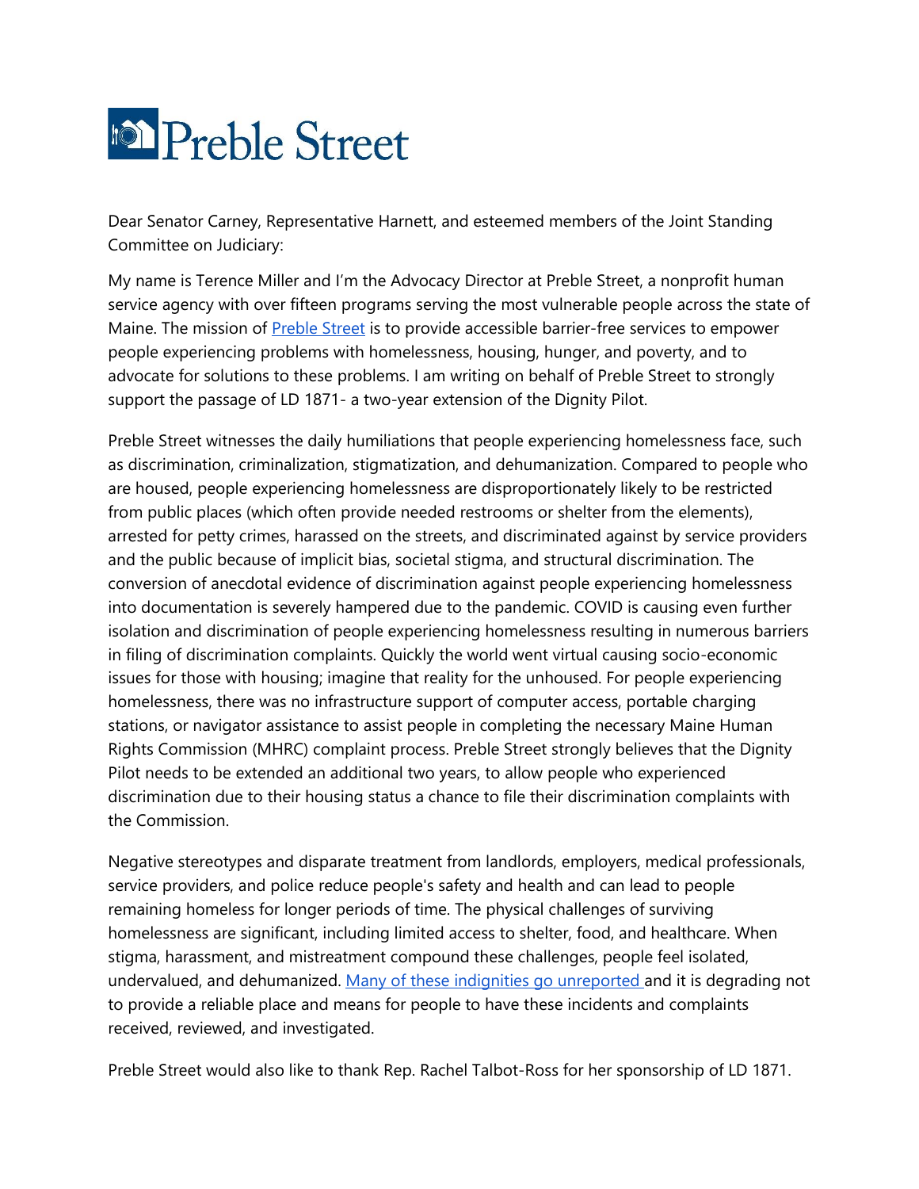# Preble Street

Dear Senator Carney, Representative Harnett, and esteemed members of the Joint Standing Committee on Judiciary:

My name is Terence Miller and I'm the Advocacy Director at Preble Street, a nonprofit human service agency with over fifteen programs serving the most vulnerable people across the state of Maine. The mission of [Preble Street] is to provide accessible barrier-free services to empower people experiencing problems with homelessness, housing, hunger, and poverty, and to advocate for solutions to these problems. I am writing on behalf of Preble Street to strongly support the passage of LD 1871- a two-year extension of the Dignity Pilot.

Preble Street witnesses the daily humiliations that people experiencing homelessness face, such as discrimination, criminalization, stigmatization, and dehumanization. Compared to people who are housed, people experiencing homelessness are disproportionately likely to be restricted from public places (which often provide needed restrooms or shelter from the elements), arrested for petty crimes, harassed on the streets, and discriminated against by service providers and the public because of implicit bias, societal stigma, and structural discrimination. The conversion of anecdotal evidence of discrimination against people experiencing homelessness into documentation is severely hampered due to the pandemic. COVID is causing even further isolation and discrimination of people experiencing homelessness resulting in numerous barriers in filing of discrimination complaints. Quickly the world went virtual causing socio-economic issues for those with housing; imagine that reality for the unhoused. For people experiencing homelessness, there was no infrastructure support of computer access, portable charging stations, or navigator assistance to assist people in completing the necessary Maine Human Rights Commission (MHRC) complaint process. Preble Street strongly believes that the Dignity Pilot needs to be extended an additional two years, to allow people who experienced discrimination due to their housing status a chance to file their discrimination complaints with the Commission.

Negative stereotypes and disparate treatment from landlords, employers, medical professionals, service providers, and police reduce people's safety and health and can lead to people remaining homeless for longer periods of time. The physical challenges of surviving homelessness are significant, including limited access to shelter, food, and healthcare. When stigma, harassment, and mistreatment compound these challenges, people feel isolated, undervalued, and dehumanized. [Many of these indignities go unreported] and it is degrading not to provide a reliable place and means for people to have these incidents and complaints received, reviewed, and investigated.

Preble Street would also like to thank Rep. Rachel Talbot-Ross for her sponsorship of LD 1871.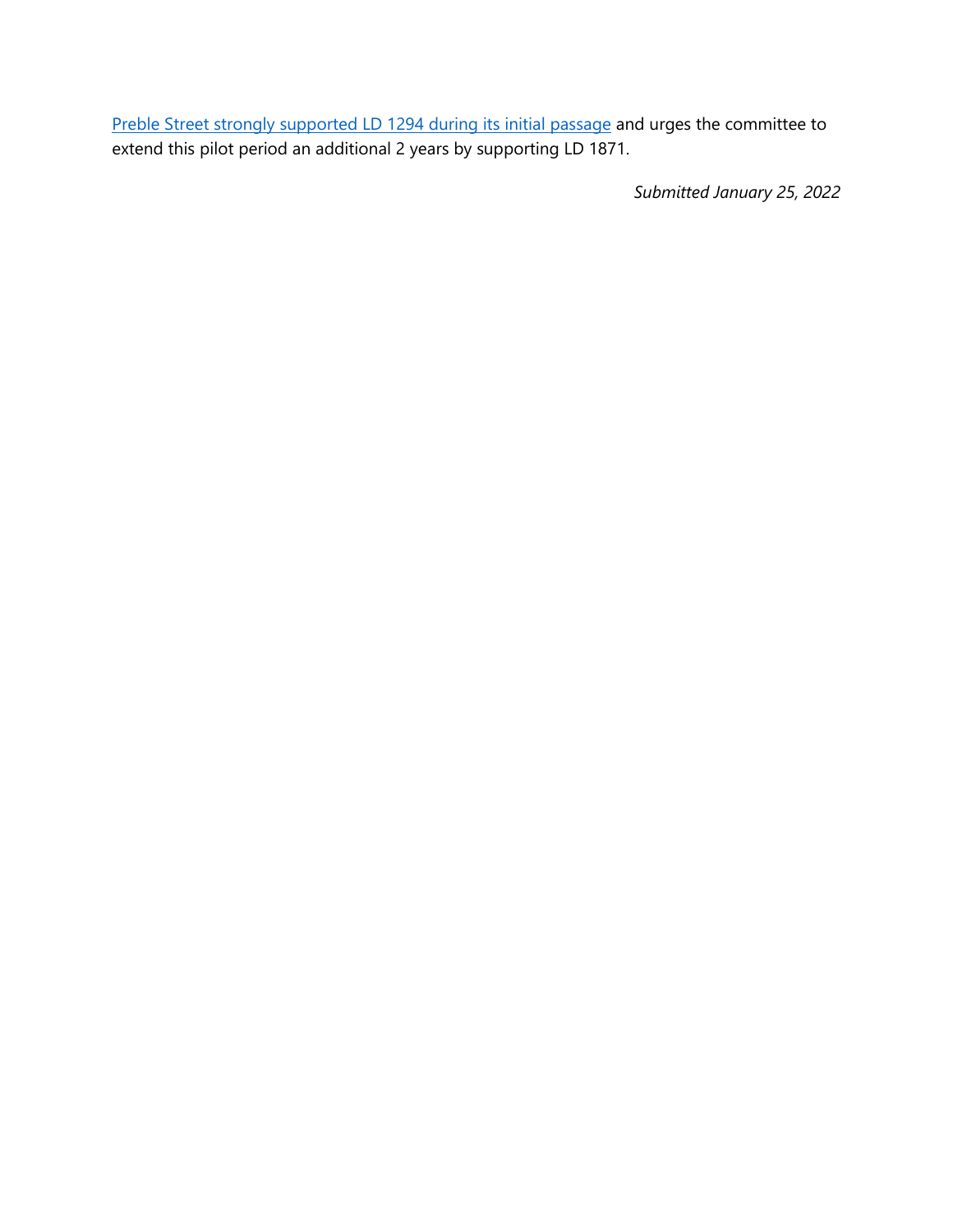Preble Street strongly supported LD 1294 during its initial passage and urges the committee to extend this pilot period an additional 2 years by supporting LD 1871.

*Submitted January 25, 2022*